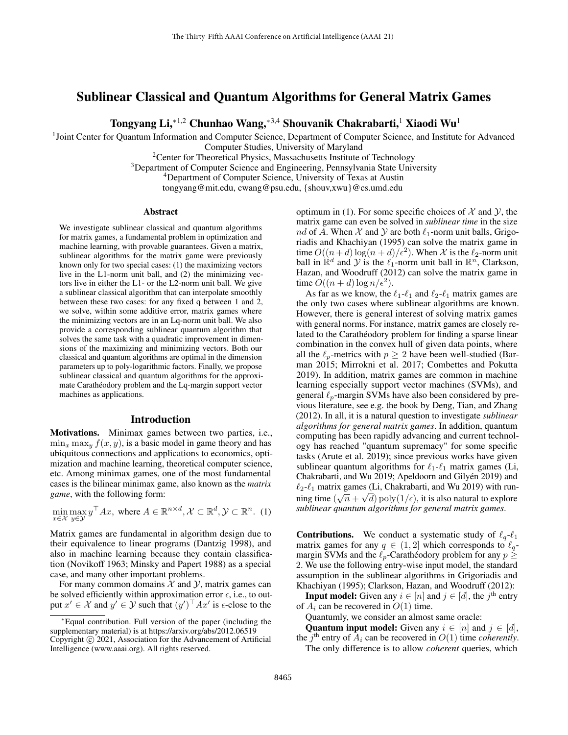# Sublinear Classical and Quantum Algorithms for General Matrix Games

**Tongyang Li,**[*1,2] **Chunhao Wang,**[*3,4] **Shouvanik Chakrabarti,**[1] **Xiaodi Wu**[1]

[1]Joint Center for Quantum Information and Computer Science, Department of Computer Science, and Institute for Advanced Computer Studies, University of Maryland
[2]Center for Theoretical Physics, Massachusetts Institute of Technology
[3]Department of Computer Science and Engineering, Pennsylvania State University
[4]Department of Computer Science, University of Texas at Austin
tongyang@mit.edu, cwang@psu.edu, {shouv,xwu}@cs.umd.edu

## Abstract

We investigate sublinear classical and quantum algorithms for matrix games, a fundamental problem in optimization and machine learning, with provable guarantees. Given a matrix, sublinear algorithms for the matrix game were previously known only for two special cases: (1) the maximizing vectors live in the L1-norm unit ball, and (2) the minimizing vectors live in either the L1- or the L2-norm unit ball. We give a sublinear classical algorithm that can interpolate smoothly between these two cases: for any fixed q between 1 and 2, we solve, within some additive error, matrix games where the minimizing vectors are in an Lq-norm unit ball. We also provide a corresponding sublinear quantum algorithm that solves the same task with a quadratic improvement in dimensions of the maximizing and minimizing vectors. Both our classical and quantum algorithms are optimal in the dimension parameters up to poly-logarithmic factors. Finally, we propose sublinear classical and quantum algorithms for the approximate Carathéodory problem and the Lq-margin support vector machines as applications.

## Introduction

**Motivations.** Minimax games between two parties, i.e., $\min_x \max_y f(x, y)$, is a basic model in game theory and has ubiquitous connections and applications to economics, optimization and machine learning, theoretical computer science, etc. Among minimax games, one of the most fundamental cases is the bilinear minimax game, also known as the *matrix game*, with the following form:

$$\min_{x\in\mathcal{X}} \max_{y\in\mathcal{Y}} y^{\top} Ax, \text{ where } A \in \mathbb{R}^{n\times d}, \mathcal{X} \subset \mathbb{R}^{d}, \mathcal{Y} \subset \mathbb{R}^{n}. \quad (1)$$

Matrix games are fundamental in algorithm design due to their equivalence to linear programs (Dantzig 1998), and also in machine learning because they contain classification (Novikoff 1963; Minsky and Papert 1988) as a special case, and many other important problems.

For many common domains $\mathcal{X}$ and $\mathcal{Y}$, matrix games can be solved efficiently within approximation error $\epsilon$, i.e., to output $x' \in \mathcal{X}$ and $y' \in \mathcal{Y}$ such that $(y')^{\top} Ax'$ is $\epsilon$-close to the optimum in (1). For some specific choices of $\mathcal{X}$ and $\mathcal{Y}$, the matrix game can even be solved in *sublinear time* in the size $nd$ of $A$. When $\mathcal{X}$ and $\mathcal{Y}$ are both $\ell_1$-norm unit balls, Grigoriadis and Khachiyan (1995) can solve the matrix game in time $O((n + d) \log(n + d)/\epsilon^2)$. When $\mathcal{X}$ is the $\ell_2$-norm unit ball in $\mathbb{R}^d$ and $\mathcal{Y}$ is the $\ell_1$-norm unit ball in $\mathbb{R}^n$, Clarkson, Hazan, and Woodruff (2012) can solve the matrix game in time $O((n + d) \log n/\epsilon^2)$.

As far as we know, the $\ell_1$-$\ell_1$ and $\ell_2$-$\ell_1$ matrix games are the only two cases where sublinear algorithms are known. However, there is general interest of solving matrix games with general norms. For instance, matrix games are closely related to the Carathéodory problem for finding a sparse linear combination in the convex hull of given data points, where all the $\ell_p$-metrics with $p \geq 2$ have been well-studied (Barman 2015; Mirrokni et al. 2017; Combettes and Pokutta 2019). In addition, matrix games are common in machine learning especially support vector machines (SVMs), and general $\ell_p$-margin SVMs have also been considered by previous literature, see e.g. the book by Deng, Tian, and Zhang (2012). In all, it is a natural question to investigate *sublinear algorithms for general matrix games*. In addition, quantum computing has been rapidly advancing and current technology has reached "quantum supremacy" for some specific tasks (Arute et al. 2019); since previous works have given sublinear quantum algorithms for $\ell_1$-$\ell_1$ matrix games (Li, Chakrabarti, and Wu 2019; Apeldoorn and Gilyén 2019) and $\ell_2$-$\ell_1$ matrix games (Li, Chakrabarti, and Wu 2019) with running time $(\sqrt{n} + \sqrt{d}) \operatorname{poly}(1/\epsilon)$, it is also natural to explore *sublinear quantum algorithms for general matrix games*.

**Contributions.** We conduct a systematic study of $\ell_q$-$\ell_1$ matrix games for any $q \in (1, 2]$ which corresponds to $\ell_q$-margin SVMs and the $\ell_p$-Carathéodory problem for any $p \geq 2$. We use the following entry-wise input model, the standard assumption in the sublinear algorithms in Grigoriadis and Khachiyan (1995); Clarkson, Hazan, and Woodruff (2012):

**Input model:** Given any $i \in [n]$ and $j \in [d]$, the $j^{\text{th}}$ entry of $A_i$ can be recovered in $O(1)$ time.

Quantumly, we consider an almost same oracle:

**Quantum input model:** Given any $i \in [n]$ and $j \in [d]$, the $j^{\text{th}}$ entry of $A_i$ can be recovered in $O(1)$ time *coherently*.

The only difference is to allow *coherent* queries, which

*Equal contribution. Full version of the paper (including the supplementary material) is at https://arxiv.org/abs/2012.06519
Copyright © 2021, Association for the Advancement of Artificial Intelligence (www.aaai.org). All rights reserved.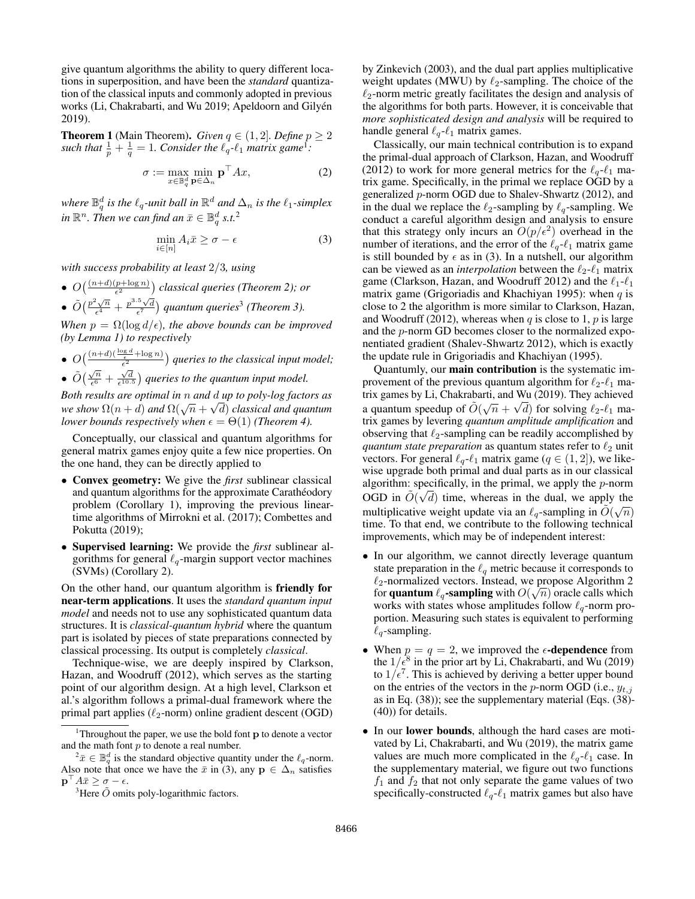give quantum algorithms the ability to query different locations in superposition, and have been the *standard* quantization of the classical inputs and commonly adopted in previous works (Li, Chakrabarti, and Wu 2019; Apeldoorn and Gilyén 2019).

**Theorem 1** (Main Theorem). *Given $q \in (1, 2]$. Define $p \geq 2$ such that $\frac{1}{p} + \frac{1}{q} = 1$. Consider the $\ell_q$-$\ell_1$ matrix game*[1]*:*

$$\sigma := \max_{x \in \mathbb{B}_q^d} \min_{\mathbf{p} \in \Delta_n} \mathbf{p}^\top A x, \tag{2}$$

*where $\mathbb{B}_q^d$ is the $\ell_q$-unit ball in $\mathbb{R}^d$ and $\Delta_n$ is the $\ell_1$-simplex in $\mathbb{R}^n$. Then we can find an $\bar{x} \in \mathbb{B}_q^d$ s.t.*[2]

$$\min_{i \in [n]} A_i \bar{x} \geq \sigma - \epsilon \tag{3}$$

*with success probability at least $2/3$, using*

- $O\big(\frac{(n+d)(p+\log n)}{\epsilon^2}\big)$ *classical queries (Theorem 2); or*
- $\tilde{O}\big(\frac{p^2\sqrt{n}}{\epsilon^4} + \frac{p^{3.5}\sqrt{d}}{\epsilon^7}\big)$ *quantum queries*[3] *(Theorem 3).*

*When $p = \Omega(\log d/\epsilon)$, the above bounds can be improved (by Lemma 1) to respectively*

- $O\big(\frac{(n+d)(\frac{\log d}{\epsilon}+\log n)}{\epsilon^2}\big)$ *queries to the classical input model;*
- $\tilde{O}\big(\frac{\sqrt{n}}{\epsilon^6} + \frac{\sqrt{d}}{\epsilon^{10.5}}\big)$ *queries to the quantum input model.*

*Both results are optimal in $n$ and $d$ up to poly-log factors as we show $\Omega(n+d)$ and $\Omega(\sqrt{n}+\sqrt{d})$ classical and quantum lower bounds respectively when $\epsilon = \Theta(1)$ (Theorem 4).*

Conceptually, our classical and quantum algorithms for general matrix games enjoy quite a few nice properties. On the one hand, they can be directly applied to

- **Convex geometry:** We give the *first* sublinear classical and quantum algorithms for the approximate Carathéodory problem (Corollary 1), improving the previous linear-time algorithms of Mirrokni et al. (2017); Combettes and Pokutta (2019);
- **Supervised learning:** We provide the *first* sublinear algorithms for general $\ell_q$-margin support vector machines (SVMs) (Corollary 2).

On the other hand, our quantum algorithm is **friendly for near-term applications**. It uses the *standard quantum input model* and needs not to use any sophisticated quantum data structures. It is *classical-quantum hybrid* where the quantum part is isolated by pieces of state preparations connected by classical processing. Its output is completely *classical*.

Technique-wise, we are deeply inspired by Clarkson, Hazan, and Woodruff (2012), which serves as the starting point of our algorithm design. At a high level, Clarkson et al.'s algorithm follows a primal-dual framework where the primal part applies ($\ell_2$-norm) online gradient descent (OGD) by Zinkevich (2003), and the dual part applies multiplicative weight updates (MWU) by $\ell_2$-sampling. The choice of the $\ell_2$-norm metric greatly facilitates the design and analysis of the algorithms for both parts. However, it is conceivable that *more sophisticated design and analysis* will be required to handle general $\ell_q$-$\ell_1$ matrix games.

Classically, our main technical contribution is to expand the primal-dual approach of Clarkson, Hazan, and Woodruff (2012) to work for more general metrics for the $\ell_q$-$\ell_1$ matrix game. Specifically, in the primal we replace OGD by a generalized $p$-norm OGD due to Shalev-Shwartz (2012), and in the dual we replace the $\ell_2$-sampling by $\ell_q$-sampling. We conduct a careful algorithm design and analysis to ensure that this strategy only incurs an $O(p/\epsilon^2)$ overhead in the number of iterations, and the error of the $\ell_q$-$\ell_1$ matrix game is still bounded by $\epsilon$ as in (3). In a nutshell, our algorithm can be viewed as an *interpolation* between the $\ell_2$-$\ell_1$ matrix game (Clarkson, Hazan, and Woodruff 2012) and the $\ell_1$-$\ell_1$ matrix game (Grigoriadis and Khachiyan 1995): when $q$ is close to 2 the algorithm is more similar to Clarkson, Hazan, and Woodruff (2012), whereas when $q$ is close to 1, $p$ is large and the $p$-norm GD becomes closer to the normalized exponentiated gradient (Shalev-Shwartz 2012), which is exactly the update rule in Grigoriadis and Khachiyan (1995).

Quantumly, our **main contribution** is the systematic improvement of the previous quantum algorithm for $\ell_2$-$\ell_1$ matrix games by Li, Chakrabarti, and Wu (2019). They achieved a quantum speedup of $\tilde{O}(\sqrt{n}+\sqrt{d})$ for solving $\ell_2$-$\ell_1$ matrix games by levering *quantum amplitude amplification* and observing that $\ell_2$-sampling can be readily accomplished by *quantum state preparation* as quantum states refer to $\ell_2$ unit vectors. For general $\ell_q$-$\ell_1$ matrix game ($q \in (1, 2]$), we likewise upgrade both primal and dual parts as in our classical algorithm: specifically, in the primal, we apply the $p$-norm OGD in $\tilde{O}(\sqrt{d})$ time, whereas in the dual, we apply the multiplicative weight update via an $\ell_q$-sampling in $\tilde{O}(\sqrt{n})$ time. To that end, we contribute to the following technical improvements, which may be of independent interest:

- In our algorithm, we cannot directly leverage quantum state preparation in the $\ell_q$ metric because it corresponds to $\ell_2$-normalized vectors. Instead, we propose Algorithm 2 for **quantum $\ell_q$-sampling** with $O(\sqrt{n})$ oracle calls which works with states whose amplitudes follow $\ell_q$-norm proportion. Measuring such states is equivalent to performing $\ell_q$-sampling.
- When $p = q = 2$, we improved the **$\epsilon$-dependence** from the $1/\epsilon^8$ in the prior art by Li, Chakrabarti, and Wu (2019) to $1/\epsilon^7$. This is achieved by deriving a better upper bound on the entries of the vectors in the $p$-norm OGD (i.e., $y_{t,j}$ as in Eq. (38)); see the supplementary material (Eqs. (38)-(40)) for details.
- In our **lower bounds**, although the hard cases are motivated by Li, Chakrabarti, and Wu (2019), the matrix game values are much more complicated in the $\ell_q$-$\ell_1$ case. In the supplementary material, we figure out two functions $f_1$ and $f_2$ that not only separate the game values of two specifically-constructed $\ell_q$-$\ell_1$ matrix games but also have

---

[1] Throughout the paper, we use the bold font $\mathbf{p}$ to denote a vector and the math font $p$ to denote a real number.

[2] $\bar{x} \in \mathbb{B}_q^d$ is the standard objective quantity under the $\ell_q$-norm. Also note that once we have the $\bar{x}$ in (3), any $\mathbf{p} \in \Delta_n$ satisfies $\mathbf{p}^\top A\bar{x} \geq \sigma - \epsilon$.

[3] Here $\tilde{O}$ omits poly-logarithmic factors.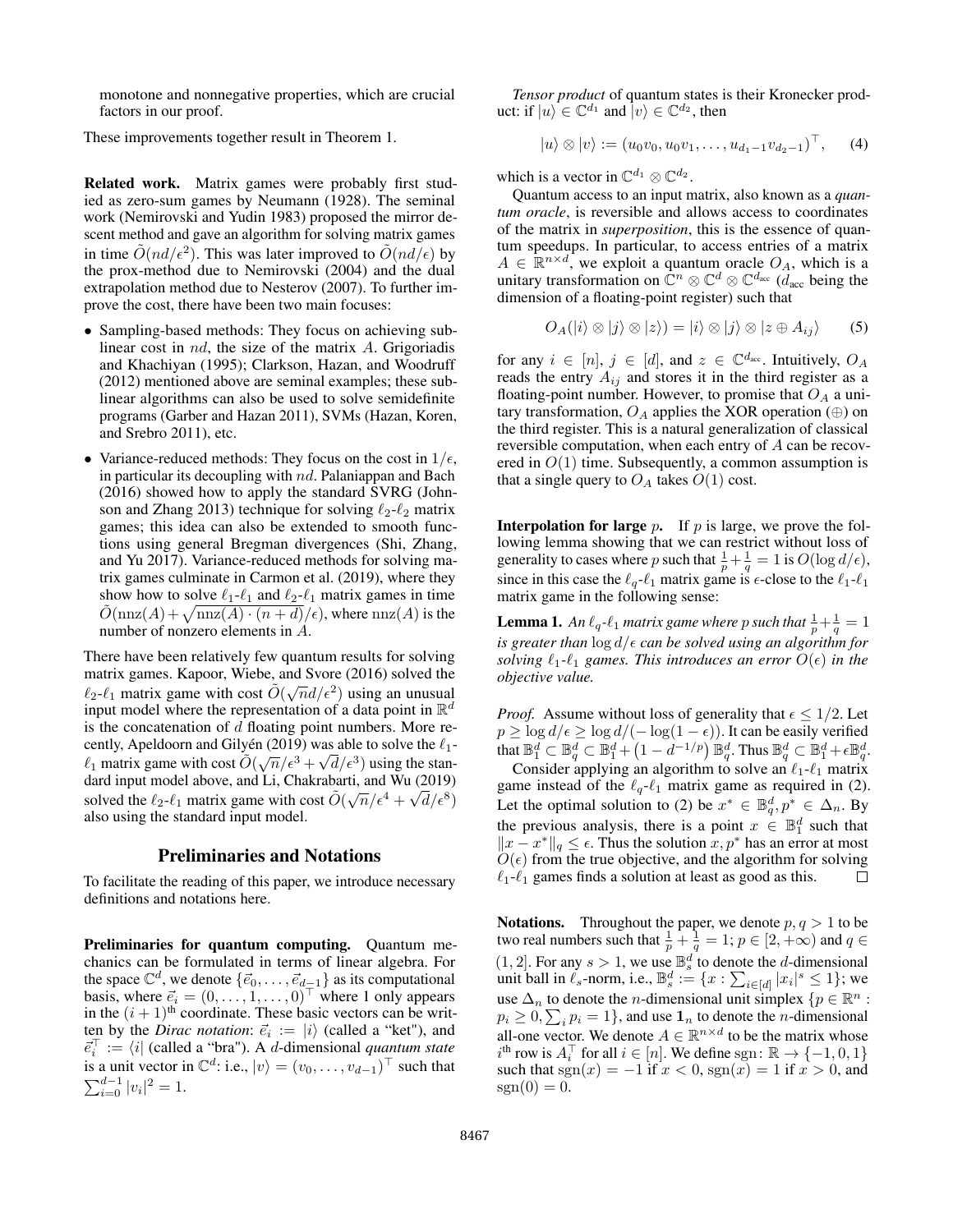monotone and nonnegative properties, which are crucial factors in our proof.

These improvements together result in Theorem 1.

**Related work.** Matrix games were probably first studied as zero-sum games by Neumann (1928). The seminal work (Nemirovski and Yudin 1983) proposed the mirror descent method and gave an algorithm for solving matrix games in time $\tilde{O}(nd/\epsilon^2)$. This was later improved to $\tilde{O}(nd/\epsilon)$ by the prox-method due to Nemirovski (2004) and the dual extrapolation method due to Nesterov (2007). To further improve the cost, there have been two main focuses:

- Sampling-based methods: They focus on achieving sublinear cost in $nd$, the size of the matrix $A$. Grigoriadis and Khachiyan (1995); Clarkson, Hazan, and Woodruff (2012) mentioned above are seminal examples; these sublinear algorithms can also be used to solve semidefinite programs (Garber and Hazan 2011), SVMs (Hazan, Koren, and Srebro 2011), etc.
- Variance-reduced methods: They focus on the cost in $1/\epsilon$, in particular its decoupling with $nd$. Palaniappan and Bach (2016) showed how to apply the standard SVRG (Johnson and Zhang 2013) technique for solving $\ell_2$-$\ell_2$ matrix games; this idea can also be extended to smooth functions using general Bregman divergences (Shi, Zhang, and Yu 2017). Variance-reduced methods for solving matrix games culminate in Carmon et al. (2019), where they show how to solve $\ell_1$-$\ell_1$ and $\ell_2$-$\ell_1$ matrix games in time $\tilde{O}(\mathrm{nnz}(A)+\sqrt{\mathrm{nnz}(A)\cdot(n+d)}/\epsilon)$, where $\mathrm{nnz}(A)$ is the number of nonzero elements in $A$.

There have been relatively few quantum results for solving matrix games. Kapoor, Wiebe, and Svore (2016) solved the $\ell_2$-$\ell_1$ matrix game with cost $\tilde{O}(\sqrt{n}d/\epsilon^2)$ using an unusual input model where the representation of a data point in $\mathbb{R}^d$ is the concatenation of $d$ floating point numbers. More recently, Apeldoorn and Gilyén (2019) was able to solve the $\ell_1$-$\ell_1$ matrix game with cost $\tilde{O}(\sqrt{n}/\epsilon^3+\sqrt{d}/\epsilon^3)$ using the standard input model above, and Li, Chakrabarti, and Wu (2019) solved the $\ell_2$-$\ell_1$ matrix game with cost $\tilde{O}(\sqrt{n}/\epsilon^4+\sqrt{d}/\epsilon^8)$ also using the standard input model.

## Preliminaries and Notations

To facilitate the reading of this paper, we introduce necessary definitions and notations here.

**Preliminaries for quantum computing.** Quantum mechanics can be formulated in terms of linear algebra. For the space $\mathbb{C}^d$, we denote $\{\vec{e}_0,\ldots,\vec{e}_{d-1}\}$ as its computational basis, where $\vec{e}_i=(0,\ldots,1,\ldots,0)^\top$ where 1 only appears in the $(i+1)^{\text{th}}$ coordinate. These basic vectors can be written by the *Dirac notation*: $\vec{e}_i := |i\rangle$ (called a "ket"), and $\vec{e}_i^\top := \langle i|$ (called a "bra"). A $d$-dimensional *quantum state* is a unit vector in $\mathbb{C}^d$: i.e., $|v\rangle=(v_0,\ldots,v_{d-1})^\top$ such that $\sum_{i=0}^{d-1}|v_i|^2=1$.

*Tensor product* of quantum states is their Kronecker product: if $|u\rangle\in\mathbb{C}^{d_1}$ and $|v\rangle\in\mathbb{C}^{d_2}$, then

$$|u\rangle\otimes|v\rangle := (u_0v_0, u_0v_1,\ldots,u_{d_1-1}v_{d_2-1})^\top, \tag{4}$$

which is a vector in $\mathbb{C}^{d_1}\otimes\mathbb{C}^{d_2}$.

Quantum access to an input matrix, also known as a *quantum oracle*, is reversible and allows access to coordinates of the matrix in *superposition*, this is the essence of quantum speedups. In particular, to access entries of a matrix $A\in\mathbb{R}^{n\times d}$, we exploit a quantum oracle $O_A$, which is a unitary transformation on $\mathbb{C}^n\otimes\mathbb{C}^d\otimes\mathbb{C}^{d_{\text{acc}}}$ ($d_{\text{acc}}$ being the dimension of a floating-point register) such that

$$O_A(|i\rangle\otimes|j\rangle\otimes|z\rangle)=|i\rangle\otimes|j\rangle\otimes|z\oplus A_{ij}\rangle \tag{5}$$

for any $i\in[n]$, $j\in[d]$, and $z\in\mathbb{C}^{d_{\text{acc}}}$. Intuitively, $O_A$ reads the entry $A_{ij}$ and stores it in the third register as a floating-point number. However, to promise that $O_A$ is a unitary transformation, $O_A$ applies the XOR operation ($\oplus$) on the third register. This is a natural generalization of classical reversible computation, when each entry of $A$ can be recovered in $O(1)$ time. Subsequently, a common assumption is that a single query to $O_A$ takes $O(1)$ cost.

**Interpolation for large $p$.** If $p$ is large, we prove the following lemma showing that we can restrict without loss of generality to cases where $p$ such that $\frac{1}{p}+\frac{1}{q}=1$ is $O(\log d/\epsilon)$, since in this case the $\ell_q$-$\ell_1$ matrix game is $\epsilon$-close to the $\ell_1$-$\ell_1$ matrix game in the following sense:

**Lemma 1.** *An $\ell_q$-$\ell_1$ matrix game where $p$ such that $\frac{1}{p}+\frac{1}{q}=1$ is greater than $\log d/\epsilon$ can be solved using an algorithm for solving $\ell_1$-$\ell_1$ games. This introduces an error $O(\epsilon)$ in the objective value.*

*Proof.* Assume without loss of generality that $\epsilon\le 1/2$. Let $p\ge\log d/\epsilon\ge\log d/(-\log(1-\epsilon))$. It can be easily verified that $\mathbb{B}_1^d\subset\mathbb{B}_q^d\subset\mathbb{B}_1^d+\left(1-d^{-1/p}\right)\mathbb{B}_q^d$. Thus $\mathbb{B}_q^d\subset\mathbb{B}_1^d+\epsilon\mathbb{B}_q^d$.

Consider applying an algorithm to solve an $\ell_1$-$\ell_1$ matrix game instead of the $\ell_q$-$\ell_1$ matrix game as required in (2). Let the optimal solution to (2) be $x^*\in\mathbb{B}_q^d, p^*\in\Delta_n$. By the previous analysis, there is a point $x\in\mathbb{B}_1^d$ such that $\|x-x^*\|_q\le\epsilon$. Thus the solution $x,p^*$ has an error at most $O(\epsilon)$ from the true objective, and the algorithm for solving $\ell_1$-$\ell_1$ games finds a solution at least as good as this. $\square$

**Notations.** Throughout the paper, we denote $p,q>1$ to be two real numbers such that $\frac{1}{p}+\frac{1}{q}=1$; $p\in[2,+\infty)$ and $q\in(1,2]$. For any $s>1$, we use $\mathbb{B}_s^d$ to denote the $d$-dimensional unit ball in $\ell_s$-norm, i.e., $\mathbb{B}_s^d:=\{x:\sum_{i\in[d]}|x_i|^s\le 1\}$; we use $\Delta_n$ to denote the $n$-dimensional unit simplex $\{p\in\mathbb{R}^n: p_i\ge 0,\sum_i p_i=1\}$, and use $\mathbf{1}_n$ to denote the $n$-dimensional all-one vector. We denote $A\in\mathbb{R}^{n\times d}$ to be the matrix whose $i^{\text{th}}$ row is $A_i^\top$ for all $i\in[n]$. We define $\mathrm{sgn}\colon\mathbb{R}\to\{-1,0,1\}$ such that $\mathrm{sgn}(x)=-1$ if $x<0$, $\mathrm{sgn}(x)=1$ if $x>0$, and $\mathrm{sgn}(0)=0$.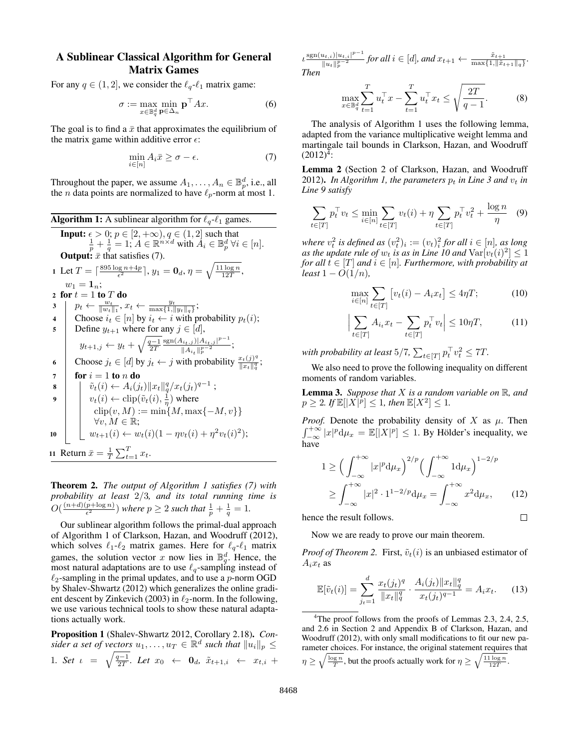## A Sublinear Classical Algorithm for General Matrix Games

For any $q \in (1, 2]$, we consider the $\ell_q$-$\ell_1$ matrix game:

$$\sigma := \max_{x \in \mathbb{B}_q^d} \min_{\mathbf{p} \in \Delta_n} \mathbf{p}^\top A x. \tag{6}$$

The goal is to find a $\bar{x}$ that approximates the equilibrium of the matrix game within additive error $\epsilon$:

$$\min_{i \in [n]} A_i \bar{x} \geq \sigma - \epsilon. \tag{7}$$

Throughout the paper, we assume $A_1, \ldots, A_n \in \mathbb{B}_p^d$, i.e., all the $n$ data points are normalized to have $\ell_p$-norm at most 1.

**Algorithm 1:** A sublinear algorithm for $\ell_q$-$\ell_1$ games.

**Input:** $\epsilon > 0$; $p \in [2, +\infty)$, $q \in (1, 2]$ such that $\frac{1}{p} + \frac{1}{q} = 1$; $A \in \mathbb{R}^{n \times d}$ with $A_i \in \mathbb{B}_p^d \; \forall i \in [n]$.
**Output:** $\bar{x}$ that satisfies (7).

1. Let $T = \lceil \frac{895 \log n + 4p}{\epsilon^2} \rceil$, $y_1 = \mathbf{0}_d$, $\eta = \sqrt{\frac{11 \log n}{12T}}$, $w_1 = \mathbf{1}_n$;
2. **for** $t = 1$ **to** $T$ **do**
3. $\quad p_t \leftarrow \frac{w_t}{\|w_t\|_1}$, $x_t \leftarrow \frac{y_t}{\max\{1, \|y_t\|_q\}}$;
4. $\quad$ Choose $i_t \in [n]$ by $i_t \leftarrow i$ with probability $p_t(i)$;
5. $\quad$ Define $y_{t+1}$ where for any $j \in [d]$, $y_{t+1,j} \leftarrow y_t + \sqrt{\frac{q-1}{2T}} \frac{\operatorname{sgn}(A_{i_t,j})|A_{i_t,j}|^{p-1}}{\|A_{i_t}\|_p^{p-2}}$;
6. $\quad$ Choose $j_t \in [d]$ by $j_t \leftarrow j$ with probability $\frac{x_t(j)^q}{\|x_t\|_q^q}$;
7. $\quad$ **for** $i = 1$ **to** $n$ **do**
8. $\quad\quad \tilde{v}_t(i) \leftarrow A_i(j_t)\|x_t\|_q^q / x_t(j_t)^{q-1}$;
9. $\quad\quad v_t(i) \leftarrow \operatorname{clip}(\tilde{v}_t(i), \frac{1}{\eta})$ where $\operatorname{clip}(v, M) := \min\{M, \max\{-M, v\}\} \; \forall v, M \in \mathbb{R}$;
10. $\quad\quad w_{t+1}(i) \leftarrow w_t(i)(1 - \eta v_t(i) + \eta^2 v_t(i)^2)$;
11. Return $\bar{x} = \frac{1}{T}\sum_{t=1}^{T} x_t$.

**Theorem 2.** *The output of Algorithm 1 satisfies (7) with probability at least 2/3, and its total running time is $O(\frac{(n+d)(p+\log n)}{\epsilon^2})$ where $p \geq 2$ such that $\frac{1}{p} + \frac{1}{q} = 1$.*

Our sublinear algorithm follows the primal-dual approach of Algorithm 1 of Clarkson, Hazan, and Woodruff (2012), which solves $\ell_1$-$\ell_2$ matrix games. Here for $\ell_q$-$\ell_1$ matrix games, the solution vector $x$ now lies in $\mathbb{B}_q^d$. Hence, the most natural adaptations are to use $\ell_q$-sampling instead of $\ell_2$-sampling in the primal updates, and to use a $p$-norm OGD by Shalev-Shwartz (2012) which generalizes the online gradient descent by Zinkevich (2003) in $\ell_2$-norm. In the following, we use various technical tools to show these natural adaptations actually work.

**Proposition 1** (Shalev-Shwartz 2012, Corollary 2.18)**.** *Consider a set of vectors $u_1, \ldots, u_T \in \mathbb{R}^d$ such that $\|u_i\|_p \leq 1$. Set $\iota = \sqrt{\frac{q-1}{2T}}$. Let $x_0 \leftarrow \mathbf{0}_d$, $\tilde{x}_{t+1,i} \leftarrow x_{t,i} + \iota \frac{\operatorname{sgn}(u_{t,i})|u_{t,i}|^{p-1}}{\|u_t\|_p^{p-2}}$ for all $i \in [d]$, and $x_{t+1} \leftarrow \frac{\tilde{x}_{t+1}}{\max\{1, \|\tilde{x}_{t+1}\|_q\}}$. Then*

$$\max_{x \in \mathbb{B}_q^d} \sum_{t=1}^{T} u_t^\top x - \sum_{t=1}^{T} u_t^\top x_t \leq \sqrt{\frac{2T}{q-1}}. \tag{8}$$

The analysis of Algorithm 1 uses the following lemma, adapted from the variance multiplicative weight lemma and martingale tail bounds in Clarkson, Hazan, and Woodruff (2012)[4]:

**Lemma 2** (Section 2 of Clarkson, Hazan, and Woodruff 2012)**.** *In Algorithm 1, the parameters $p_t$ in Line 3 and $v_t$ in Line 9 satisfy*

$$\sum_{t \in [T]} p_t^\top v_t \leq \min_{i \in [n]} \sum_{t \in [T]} v_t(i) + \eta \sum_{t \in [T]} p_t^\top v_t^2 + \frac{\log n}{\eta} \tag{9}$$

*where $v_t^2$ is defined as $(v_t^2)_i := (v_t)_i^2$ for all $i \in [n]$, as long as the update rule of $w_t$ is as in Line 10 and $\operatorname{Var}[v_t(i)^2] \leq 1$ for all $t \in [T]$ and $i \in [n]$. Furthermore, with probability at least $1 - O(1/n)$,*

$$\max_{i \in [n]} \sum_{t \in [T]} \left[v_t(i) - A_i x_t\right] \leq 4\eta T; \tag{10}$$

$$\Big| \sum_{t \in [T]} A_{i_t} x_t - \sum_{t \in [T]} p_t^\top v_t \Big| \leq 10\eta T, \tag{11}$$

*with probability at least 5/7, $\sum_{t \in [T]} p_t^\top v_t^2 \leq 7T$.*

We also need to prove the following inequality on different moments of random variables.

**Lemma 3.** *Suppose that $X$ is a random variable on $\mathbb{R}$, and $p \geq 2$. If $\mathbb{E}[|X|^p] \leq 1$, then $\mathbb{E}[X^2] \leq 1$.*

*Proof.* Denote the probability density of $X$ as $\mu$. Then $\int_{-\infty}^{+\infty} |x|^p \mathrm{d}\mu_x = \mathbb{E}[|X^p|] \leq 1$. By Hölder's inequality, we have

$$\begin{aligned}
1 &\geq \Big(\int_{-\infty}^{+\infty} |x|^p \mathrm{d}\mu_x\Big)^{2/p} \Big(\int_{-\infty}^{+\infty} 1 \mathrm{d}\mu_x\Big)^{1-2/p} \\
&\geq \int_{-\infty}^{+\infty} |x|^2 \cdot 1^{1-2/p} \mathrm{d}\mu_x = \int_{-\infty}^{+\infty} x^2 \mathrm{d}\mu_x,
\end{aligned} \tag{12}$$

hence the result follows. □

Now we are ready to prove our main theorem.

*Proof of Theorem 2.* First, $\tilde{v}_t(i)$ is an unbiased estimator of $A_i x_t$ as

$$\mathbb{E}[\tilde{v}_t(i)] = \sum_{j_t=1}^{d} \frac{x_t(j_t)^q}{\|x_t\|_q^q} \cdot \frac{A_i(j_t)\|x_t\|_q^q}{x_t(j_t)^{q-1}} = A_i x_t. \tag{13}$$

[4] The proof follows from the proofs of Lemmas 2.3, 2.4, 2.5, and 2.6 in Section 2 and Appendix B of Clarkson, Hazan, and Woodruff (2012), with only small modifications to fit our new parameter choices. For instance, the original statement requires that $\eta \geq \sqrt{\frac{\log n}{T}}$, but the proofs actually work for $\eta \geq \sqrt{\frac{11 \log n}{12T}}$.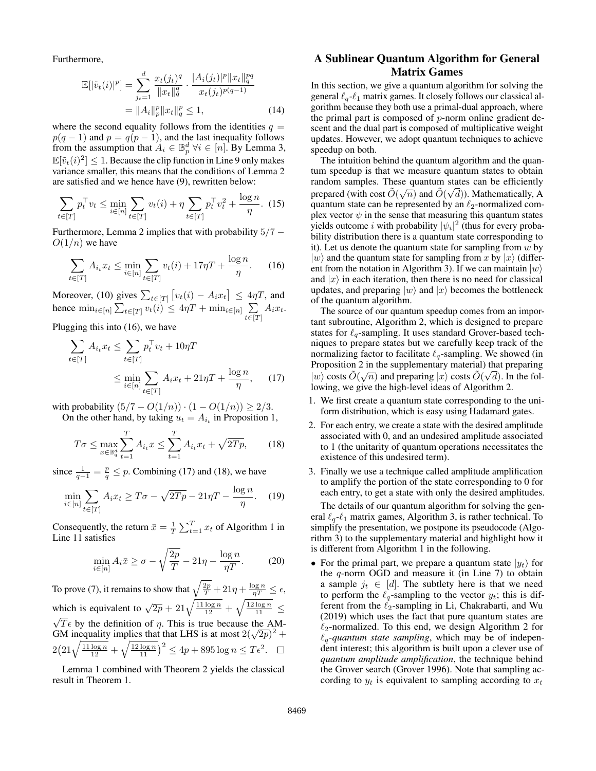Furthermore,

$$\mathbb{E}[|\tilde{v}_t(i)|^p] = \sum_{j_t=1}^{d} \frac{x_t(j_t)^q}{\|x_t\|_q^q} \cdot \frac{|A_i(j_t)|^p \|x_t\|_q^{pq}}{x_t(j_t)^{p(q-1)}} = \|A_i\|_p^p \|x_t\|_q^p \leq 1, \tag{14}$$

where the second equality follows from the identities $q = p(q-1)$ and $p = q(p-1)$, and the last inequality follows from the assumption that $A_i \in \mathbb{B}_p^d \ \forall i \in [n]$. By Lemma 3, $\mathbb{E}[\tilde{v}_t(i)^2] \leq 1$. Because the clip function in Line 9 only makes variance smaller, this means that the conditions of Lemma 2 are satisfied and we hence have (9), rewritten below:

$$\sum_{t\in[T]} p_t^\top v_t \leq \min_{i\in[n]} \sum_{t\in[T]} v_t(i) + \eta \sum_{t\in[T]} p_t^\top v_t^2 + \frac{\log n}{\eta}. \tag{15}$$

Furthermore, Lemma 2 implies that with probability $5/7 - O(1/n)$ we have

$$\sum_{t\in[T]} A_{i_t} x_t \leq \min_{i\in[n]} \sum_{t\in[T]} v_t(i) + 17\eta T + \frac{\log n}{\eta}. \tag{16}$$

Moreover, (10) gives $\sum_{t\in[T]} \left[v_t(i) - A_i x_t\right] \leq 4\eta T$, and hence $\min_{i\in[n]} \sum_{t\in[T]} v_t(i) \leq 4\eta T + \min_{i\in[n]} \sum_{t\in[T]} A_i x_t$.

Plugging this into (16), we have

$$\sum_{t\in[T]} A_{i_t} x_t \leq \sum_{t\in[T]} p_t^\top v_t + 10\eta T \leq \min_{i\in[n]} \sum_{t\in[T]} A_i x_t + 21\eta T + \frac{\log n}{\eta}, \tag{17}$$

with probability $(5/7 - O(1/n)) \cdot (1 - O(1/n)) \geq 2/3$.

On the other hand, by taking $u_t = A_{i_t}$ in Proposition 1,

$$T\sigma \leq \max_{x\in\mathbb{B}_q^d} \sum_{t=1}^{T} A_{i_t} x \leq \sum_{t=1}^{T} A_{i_t} x_t + \sqrt{2Tp}, \tag{18}$$

since $\frac{1}{q-1} = \frac{p}{q} \leq p$. Combining (17) and (18), we have

$$\min_{i\in[n]} \sum_{t\in[T]} A_i x_t \geq T\sigma - \sqrt{2Tp} - 21\eta T - \frac{\log n}{\eta}. \tag{19}$$

Consequently, the return $\bar{x} = \frac{1}{T}\sum_{t=1}^{T} x_t$ of Algorithm 1 in Line 11 satisfies

$$\min_{i\in[n]} A_i \bar{x} \geq \sigma - \sqrt{\frac{2p}{T}} - 21\eta - \frac{\log n}{\eta T}. \tag{20}$$

To prove (7), it remains to show that $\sqrt{\frac{2p}{T}} + 21\eta + \frac{\log n}{\eta T} \leq \epsilon$, which is equivalent to $\sqrt{2p} + 21\sqrt{\frac{11\log n}{12}} + \sqrt{\frac{12\log n}{11}} \leq \sqrt{T}\epsilon$ by the definition of $\eta$. This is true because the AM-GM inequality implies that that LHS is at most $2(\sqrt{2p})^2 + 2\big(21\sqrt{\frac{11\log n}{12}} + \sqrt{\frac{12\log n}{11}}\big)^2 \leq 4p + 895\log n \leq T\epsilon^2$. $\square$

Lemma 1 combined with Theorem 2 yields the classical result in Theorem 1.

## A Sublinear Quantum Algorithm for General Matrix Games

In this section, we give a quantum algorithm for solving the general $\ell_q$-$\ell_1$ matrix games. It closely follows our classical algorithm because they both use a primal-dual approach, where the primal part is composed of $p$-norm online gradient descent and the dual part is composed of multiplicative weight updates. However, we adopt quantum techniques to achieve speedup on both.

The intuition behind the quantum algorithm and the quantum speedup is that we measure quantum states to obtain random samples. These quantum states can be efficiently prepared (with cost $\tilde{O}(\sqrt{n})$ and $\tilde{O}(\sqrt{d})$). Mathematically, A quantum state can be represented by an $\ell_2$-normalized complex vector $\psi$ in the sense that measuring this quantum states yields outcome $i$ with probability $|\psi_i|^2$ (thus for every probability distribution there is a quantum state corresponding to it). Let us denote the quantum state for sampling from $w$ by $|w\rangle$ and the quantum state for sampling from $x$ by $|x\rangle$ (different from the notation in Algorithm 3). If we can maintain $|w\rangle$ and $|x\rangle$ in each iteration, then there is no need for classical updates, and preparing $|w\rangle$ and $|x\rangle$ becomes the bottleneck of the quantum algorithm.

The source of our quantum speedup comes from an important subroutine, Algorithm 2, which is designed to prepare states for $\ell_q$-sampling. It uses standard Grover-based techniques to prepare states but we carefully keep track of the normalizing factor to facilitate $\ell_q$-sampling. We showed (in Proposition 2 in the supplementary material) that preparing $|w\rangle$ costs $\tilde{O}(\sqrt{n})$ and preparing $|x\rangle$ costs $\tilde{O}(\sqrt{d})$. In the following, we give the high-level ideas of Algorithm 2.

1. We first create a quantum state corresponding to the uniform distribution, which is easy using Hadamard gates.
2. For each entry, we create a state with the desired amplitude associated with 0, and an undesired amplitude associated to 1 (the unitarity of quantum operations necessitates the existence of this undesired term).
3. Finally we use a technique called amplitude amplification to amplify the portion of the state corresponding to 0 for each entry, to get a state with only the desired amplitudes.

The details of our quantum algorithm for solving the general $\ell_q$-$\ell_1$ matrix games, Algorithm 3, is rather technical. To simplify the presentation, we postpone its pseudocode (Algorithm 3) to the supplementary material and highlight how it is different from Algorithm 1 in the following.

- For the primal part, we prepare a quantum state $|y_t\rangle$ for the $q$-norm OGD and measure it (in Line 7) to obtain a sample $j_t \in [d]$. The subtlety here is that we need to perform the $\ell_q$-sampling to the vector $y_t$; this is different from the $\ell_2$-sampling in Li, Chakrabarti, and Wu (2019) which uses the fact that pure quantum states are $\ell_2$-normalized. To this end, we design Algorithm 2 for *$\ell_q$-quantum state sampling*, which may be of independent interest; this algorithm is built upon a clever use of *quantum amplitude amplification*, the technique behind the Grover search (Grover 1996). Note that sampling according to $y_t$ is equivalent to sampling according to $x_t$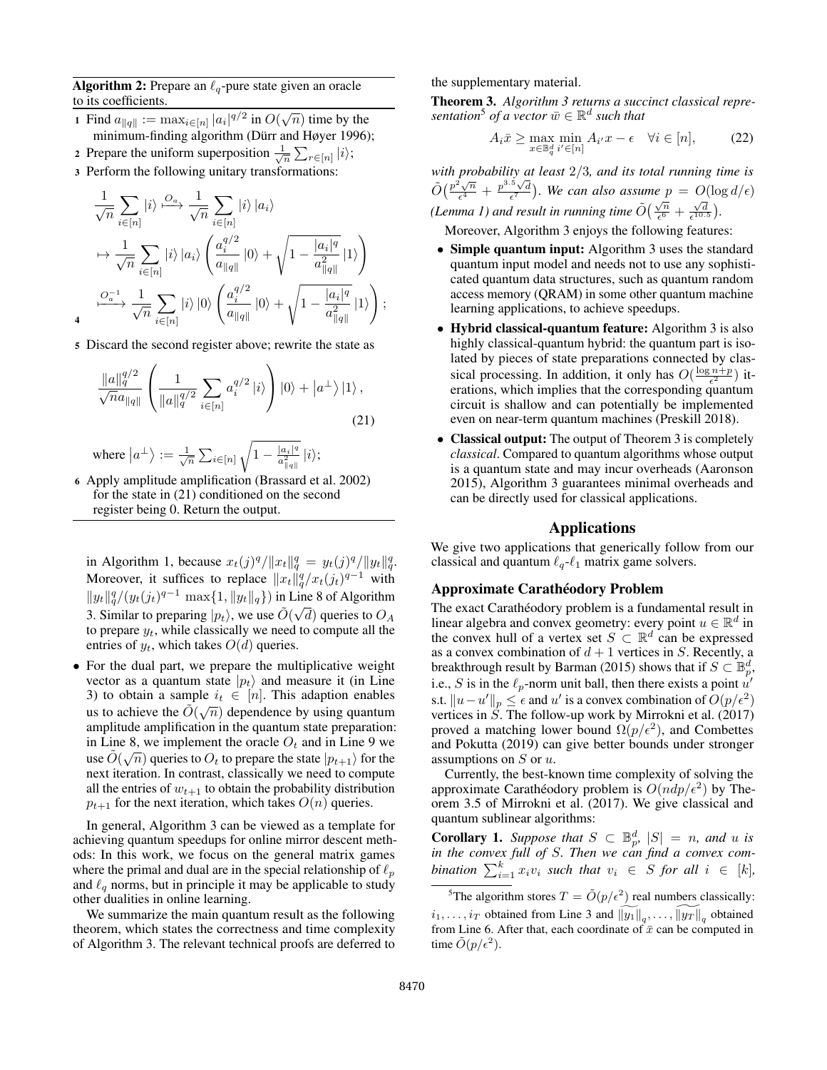**Algorithm 2:** Prepare an $\ell_q$-pure state given an oracle to its coefficients.

1. Find $a_{\|q\|} := \max_{i\in[n]} |a_i|^{q/2}$ in $O(\sqrt{n})$ time by the minimum-finding algorithm (Dürr and Høyer 1996);
2. Prepare the uniform superposition $\frac{1}{\sqrt{n}}\sum_{r\in[n]}|i\rangle$;
3. Perform the following unitary transformations:
4. 
$$\frac{1}{\sqrt{n}}\sum_{i\in[n]}|i\rangle \overset{O_a}{\longmapsto} \frac{1}{\sqrt{n}}\sum_{i\in[n]}|i\rangle|a_i\rangle$$
$$\mapsto \frac{1}{\sqrt{n}}\sum_{i\in[n]}|i\rangle|a_i\rangle\left(\frac{a_i^{q/2}}{a_{\|q\|}}|0\rangle+\sqrt{1-\frac{|a_i|^q}{a_{\|q\|}^2}}|1\rangle\right)$$
$$\overset{O_a^{-1}}{\longmapsto} \frac{1}{\sqrt{n}}\sum_{i\in[n]}|i\rangle|0\rangle\left(\frac{a_i^{q/2}}{a_{\|q\|}}|0\rangle+\sqrt{1-\frac{|a_i|^q}{a_{\|q\|}^2}}|1\rangle\right);$$
5. Discard the second register above; rewrite the state as
$$\frac{\|a\|_q^{q/2}}{\sqrt{n}a_{\|q\|}}\left(\frac{1}{\|a\|_q^{q/2}}\sum_{i\in[n]}a_i^{q/2}|i\rangle\right)|0\rangle+|a^{\perp}\rangle|1\rangle, \tag{21}$$
where $|a^{\perp}\rangle := \frac{1}{\sqrt{n}}\sum_{i\in[n]}\sqrt{1-\frac{|a_i|^q}{a_{\|q\|}^2}}|i\rangle$;
6. Apply amplitude amplification (Brassard et al. 2002) for the state in (21) conditioned on the second register being 0. Return the output.

in Algorithm 1, because $x_t(j)^q/\|x_t\|_q^q = y_t(j)^q/\|y_t\|_q^q$. Moreover, it suffices to replace $\|x_t\|_q^q/x_t(j_t)^{q-1}$ with $\|y_t\|_q^q/(y_t(j_t)^{q-1}\max\{1,\|y_t\|_q\})$ in Line 8 of Algorithm 3. Similar to preparing $|p_t\rangle$, we use $\tilde{O}(\sqrt{d})$ queries to $O_A$ to prepare $y_t$, while classically we need to compute all the entries of $y_t$, which takes $O(d)$ queries.

- For the dual part, we prepare the multiplicative weight vector as a quantum state $|p_t\rangle$ and measure it (in Line 3) to obtain a sample $i_t \in [n]$. This adaption enables us to achieve the $\tilde{O}(\sqrt{n})$ dependence by using quantum amplitude amplification in the quantum state preparation: in Line 8, we implement the oracle $O_t$ and in Line 9 we use $\tilde{O}(\sqrt{n})$ queries to $O_t$ to prepare the state $|p_{t+1}\rangle$ for the next iteration. In contrast, classically we need to compute all the entries of $w_{t+1}$ to obtain the probability distribution $p_{t+1}$ for the next iteration, which takes $O(n)$ queries.

In general, Algorithm 3 can be viewed as a template for achieving quantum speedups for online mirror descent methods: In this work, we focus on the general matrix games where the primal and dual are in the special relationship of $\ell_p$ and $\ell_q$ norms, but in principle it may be applicable to study other dualities in online learning.

We summarize the main quantum result as the following theorem, which states the correctness and time complexity of Algorithm 3. The relevant technical proofs are deferred to the supplementary material.

**Theorem 3.** *Algorithm 3 returns a succinct classical representation*[5] *of a vector $\bar{w} \in \mathbb{R}^d$ such that*
$$A_i\bar{x} \geq \max_{x\in\mathbb{B}_q^d}\min_{i'\in[n]} A_{i'}x - \epsilon \quad \forall i \in [n], \tag{22}$$
*with probability at least $2/3$, and its total running time is $\tilde{O}\big(\frac{p^2\sqrt{n}}{\epsilon^4}+\frac{p^{3.5}\sqrt{d}}{\epsilon^7}\big)$. We can also assume $p = O(\log d/\epsilon)$ (Lemma 1) and result in running time $\tilde{O}\big(\frac{\sqrt{n}}{\epsilon^6}+\frac{\sqrt{d}}{\epsilon^{10.5}}\big)$.*

Moreover, Algorithm 3 enjoys the following features:

- **Simple quantum input:** Algorithm 3 uses the standard quantum input model and needs not to use any sophisticated quantum data structures, such as quantum random access memory (QRAM) in some other quantum machine learning applications, to achieve speedups.
- **Hybrid classical-quantum feature:** Algorithm 3 is also highly classical-quantum hybrid: the quantum part is isolated by pieces of state preparations connected by classical processing. In addition, it only has $O(\frac{\log n+p}{\epsilon^2})$ iterations, which implies that the corresponding quantum circuit is shallow and can potentially be implemented even on near-term quantum machines (Preskill 2018).
- **Classical output:** The output of Theorem 3 is completely *classical*. Compared to quantum algorithms whose output is a quantum state and may incur overheads (Aaronson 2015), Algorithm 3 guarantees minimal overheads and can be directly used for classical applications.

## Applications

We give two applications that generically follow from our classical and quantum $\ell_q$-$\ell_1$ matrix game solvers.

### Approximate Carathéodory Problem

The exact Carathéodory problem is a fundamental result in linear algebra and convex geometry: every point $u \in \mathbb{R}^d$ in the convex hull of a vertex set $S \subset \mathbb{R}^d$ can be expressed as a convex combination of $d+1$ vertices in $S$. Recently, a breakthrough result by Barman (2015) shows that if $S \subset \mathbb{B}_p^d$, i.e., $S$ is in the $\ell_p$-norm unit ball, then there exists a point $u'$ s.t. $\|u-u'\|_p \leq \epsilon$ and $u'$ is a convex combination of $O(p/\epsilon^2)$ vertices in $S$. The follow-up work by Mirrokni et al. (2017) proved a matching lower bound $\Omega(p/\epsilon^2)$, and Combettes and Pokutta (2019) can give better bounds under stronger assumptions on $S$ or $u$.

Currently, the best-known time complexity of solving the approximate Carathéodory problem is $O(ndp/\epsilon^2)$ by Theorem 3.5 of Mirrokni et al. (2017). We give classical and quantum sublinear algorithms:

**Corollary 1.** *Suppose that $S \subset \mathbb{B}_p^d$, $|S| = n$, and $u$ is in the convex full of $S$. Then we can find a convex combination $\sum_{i=1}^k x_i v_i$ such that $v_i \in S$ for all $i \in [k]$,*

[5] The algorithm stores $T = \tilde{O}(p/\epsilon^2)$ real numbers classically: $i_1,\ldots,i_T$ obtained from Line 3 and $\widetilde{\|y_1\|_q},\ldots,\widetilde{\|y_T\|_q}$ obtained from Line 6. After that, each coordinate of $\bar{x}$ can be computed in time $\tilde{O}(p/\epsilon^2)$.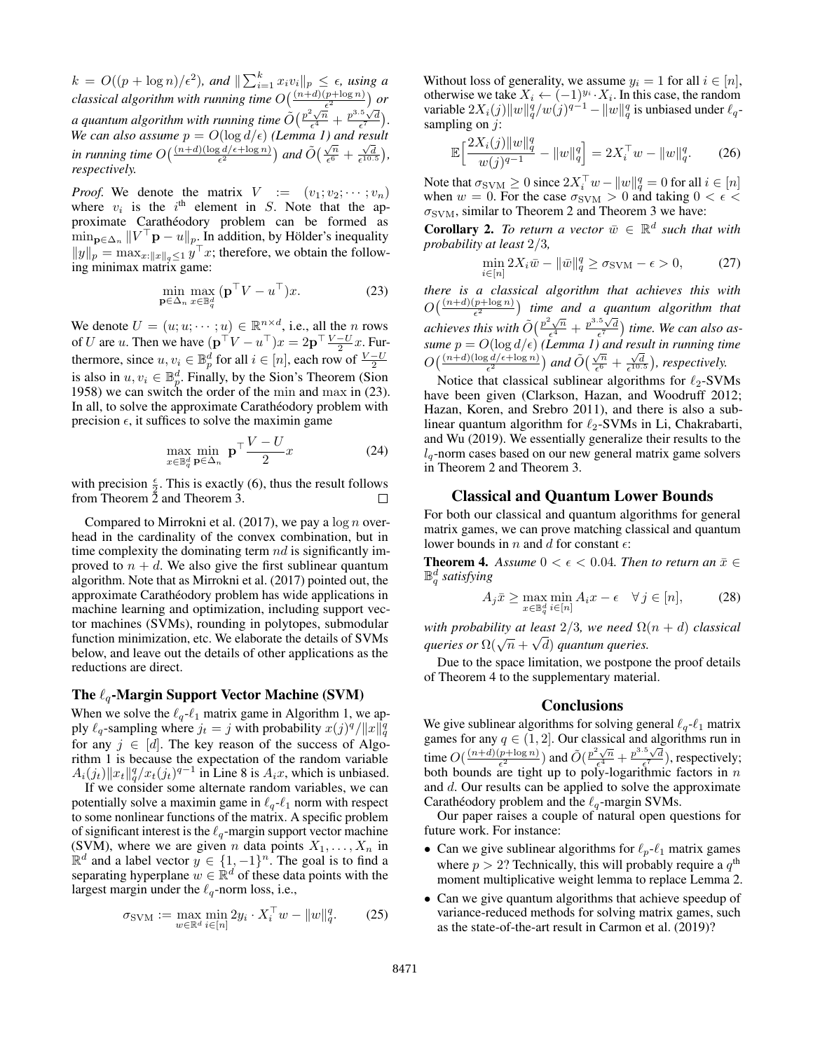$k = O((p + \log n)/\epsilon^2)$*, and* $\|\sum_{i=1}^{k} x_i v_i\|_p \leq \epsilon$*, using a classical algorithm with running time* $O\big(\frac{(n+d)(p+\log n)}{\epsilon^2}\big)$ *or a quantum algorithm with running time* $\tilde{O}\big(\frac{p^2\sqrt{n}}{\epsilon^4} + \frac{p^{3.5}\sqrt{d}}{\epsilon^7}\big)$*. We can also assume* $p = O(\log d/\epsilon)$ *(Lemma 1) and result in running time* $O\big(\frac{(n+d)(\log d/\epsilon+\log n)}{\epsilon^2}\big)$ *and* $\tilde{O}\big(\frac{\sqrt{n}}{\epsilon^6} + \frac{\sqrt{d}}{\epsilon^{10.5}}\big)$*, respectively.*

*Proof.* We denote the matrix $V := (v_1; v_2; \cdots; v_n)$ where $v_i$ is the $i^{\text{th}}$ element in $S$. Note that the approximate Carathéodory problem can be formed as $\min_{\mathbf{p}\in\Delta_n} \|V^\top \mathbf{p} - u\|_p$. In addition, by Hölder's inequality $\|y\|_p = \max_{x:\|x\|_q\leq 1} y^\top x$; therefore, we obtain the following minimax matrix game:

$$\min_{\mathbf{p}\in\Delta_n} \max_{x\in\mathbb{B}_q^d} (\mathbf{p}^\top V - u^\top)x. \tag{23}$$

We denote $U = (u; u; \cdots; u) \in \mathbb{R}^{n\times d}$, i.e., all the $n$ rows of $U$ are $u$. Then we have $(\mathbf{p}^\top V - u^\top)x = 2\mathbf{p}^\top \frac{V-U}{2}x$. Furthermore, since $u, v_i \in \mathbb{B}_p^d$ for all $i \in [n]$, each row of $\frac{V-U}{2}$ is also in $u, v_i \in \mathbb{B}_p^d$. Finally, by the Sion's Theorem (Sion 1958) we can switch the order of the min and max in (23). In all, to solve the approximate Carathéodory problem with precision $\epsilon$, it suffices to solve the maximin game

$$\max_{x\in\mathbb{B}_q^d} \min_{\mathbf{p}\in\Delta_n} \mathbf{p}^\top \frac{V-U}{2}x \tag{24}$$

with precision $\frac{\epsilon}{2}$. This is exactly (6), thus the result follows from Theorem 2 and Theorem 3. ∎

Compared to Mirrokni et al. (2017), we pay a $\log n$ overhead in the cardinality of the convex combination, but in time complexity the dominating term $nd$ is significantly improved to $n + d$. We also give the first sublinear quantum algorithm. Note that as Mirrokni et al. (2017) pointed out, the approximate Carathéodory problem has wide applications in machine learning and optimization, including support vector machines (SVMs), rounding in polytopes, submodular function minimization, etc. We elaborate the details of SVMs below, and leave out the details of other applications as the reductions are direct.

## The $\ell_q$-Margin Support Vector Machine (SVM)

When we solve the $\ell_q$-$\ell_1$ matrix game in Algorithm 1, we apply $\ell_q$-sampling where $j_t = j$ with probability $x(j)^q/\|x\|_q^q$ for any $j \in [d]$. The key reason of the success of Algorithm 1 is because the expectation of the random variable $A_i(j_t)\|x_t\|_q^q/x_t(j_t)^{q-1}$ in Line 8 is $A_i x$, which is unbiased.

If we consider some alternate random variables, we can potentially solve a maximin game in $\ell_q$-$\ell_1$ norm with respect to some nonlinear functions of the matrix. A specific problem of significant interest is the $\ell_q$-margin support vector machine (SVM), where we are given $n$ data points $X_1, \ldots, X_n$ in $\mathbb{R}^d$ and a label vector $y \in \{1, -1\}^n$. The goal is to find a separating hyperplane $w \in \mathbb{R}^d$ of these data points with the largest margin under the $\ell_q$-norm loss, i.e.,

$$\sigma_{\text{SVM}} := \max_{w\in\mathbb{R}^d} \min_{i\in[n]} 2y_i \cdot X_i^\top w - \|w\|_q^q. \tag{25}$$

Without loss of generality, we assume $y_i = 1$ for all $i \in [n]$, otherwise we take $X_i \leftarrow (-1)^{y_i} \cdot X_i$. In this case, the random variable $2X_i(j)\|w\|_q^q/w(j)^{q-1} - \|w\|_q^q$ is unbiased under $\ell_q$-sampling on $j$:

$$\mathbb{E}\Big[\frac{2X_i(j)\|w\|_q^q}{w(j)^{q-1}} - \|w\|_q^q\Big] = 2X_i^\top w - \|w\|_q^q. \tag{26}$$

Note that $\sigma_{\text{SVM}} \geq 0$ since $2X_i^\top w - \|w\|_q^q = 0$ for all $i \in [n]$ when $w = 0$. For the case $\sigma_{\text{SVM}} > 0$ and taking $0 < \epsilon < \sigma_{\text{SVM}}$, similar to Theorem 2 and Theorem 3 we have:

**Corollary 2.** *To return a vector* $\bar{w} \in \mathbb{R}^d$ *such that with probability at least* $2/3$*,*

$$\min_{i\in[n]} 2X_i\bar{w} - \|\bar{w}\|_q^q \geq \sigma_{\text{SVM}} - \epsilon > 0, \tag{27}$$

*there is a classical algorithm that achieves this with* $O\big(\frac{(n+d)(p+\log n)}{\epsilon^2}\big)$ *time and a quantum algorithm that achieves this with* $\tilde{O}\big(\frac{p^2\sqrt{n}}{\epsilon^4} + \frac{p^{3.5}\sqrt{d}}{\epsilon^7}\big)$ *time. We can also assume* $p = O(\log d/\epsilon)$ *(Lemma 1) and result in running time* $O\big(\frac{(n+d)(\log d/\epsilon+\log n)}{\epsilon^2}\big)$ *and* $\tilde{O}\big(\frac{\sqrt{n}}{\epsilon^6} + \frac{\sqrt{d}}{\epsilon^{10.5}}\big)$*, respectively.*

Notice that classical sublinear algorithms for $\ell_2$-SVMs have been given (Clarkson, Hazan, and Woodruff 2012; Hazan, Koren, and Srebro 2011), and there is also a sublinear quantum algorithm for $\ell_2$-SVMs in Li, Chakrabarti, and Wu (2019). We essentially generalize their results to the $l_q$-norm cases based on our new general matrix game solvers in Theorem 2 and Theorem 3.

## Classical and Quantum Lower Bounds

For both our classical and quantum algorithms for general matrix games, we can prove matching classical and quantum lower bounds in $n$ and $d$ for constant $\epsilon$:

**Theorem 4.** *Assume* $0 < \epsilon < 0.04$*. Then to return an* $\bar{x} \in \mathbb{B}_q^d$ *satisfying*

$$A_j\bar{x} \geq \max_{x\in\mathbb{B}_q^d} \min_{i\in[n]} A_i x - \epsilon \quad \forall j \in [n], \tag{28}$$

*with probability at least* $2/3$*, we need* $\Omega(n + d)$ *classical queries or* $\Omega(\sqrt{n} + \sqrt{d})$ *quantum queries.*

Due to the space limitation, we postpone the proof details of Theorem 4 to the supplementary material.

## Conclusions

We give sublinear algorithms for solving general $\ell_q$-$\ell_1$ matrix games for any $q \in (1, 2]$. Our classical and algorithms run in time $O\big(\frac{(n+d)(p+\log n)}{\epsilon^2}\big)$ and $\tilde{O}\big(\frac{p^2\sqrt{n}}{\epsilon^4} + \frac{p^{3.5}\sqrt{d}}{\epsilon^7}\big)$, respectively; both bounds are tight up to poly-logarithmic factors in $n$ and $d$. Our results can be applied to solve the approximate Carathéodory problem and the $\ell_q$-margin SVMs.

Our paper raises a couple of natural open questions for future work. For instance:

- Can we give sublinear algorithms for $\ell_p$-$\ell_1$ matrix games where $p > 2$? Technically, this will probably require a $q^{\text{th}}$ moment multiplicative weight lemma to replace Lemma 2.
- Can we give quantum algorithms that achieve speedup of variance-reduced methods for solving matrix games, such as the state-of-the-art result in Carmon et al. (2019)?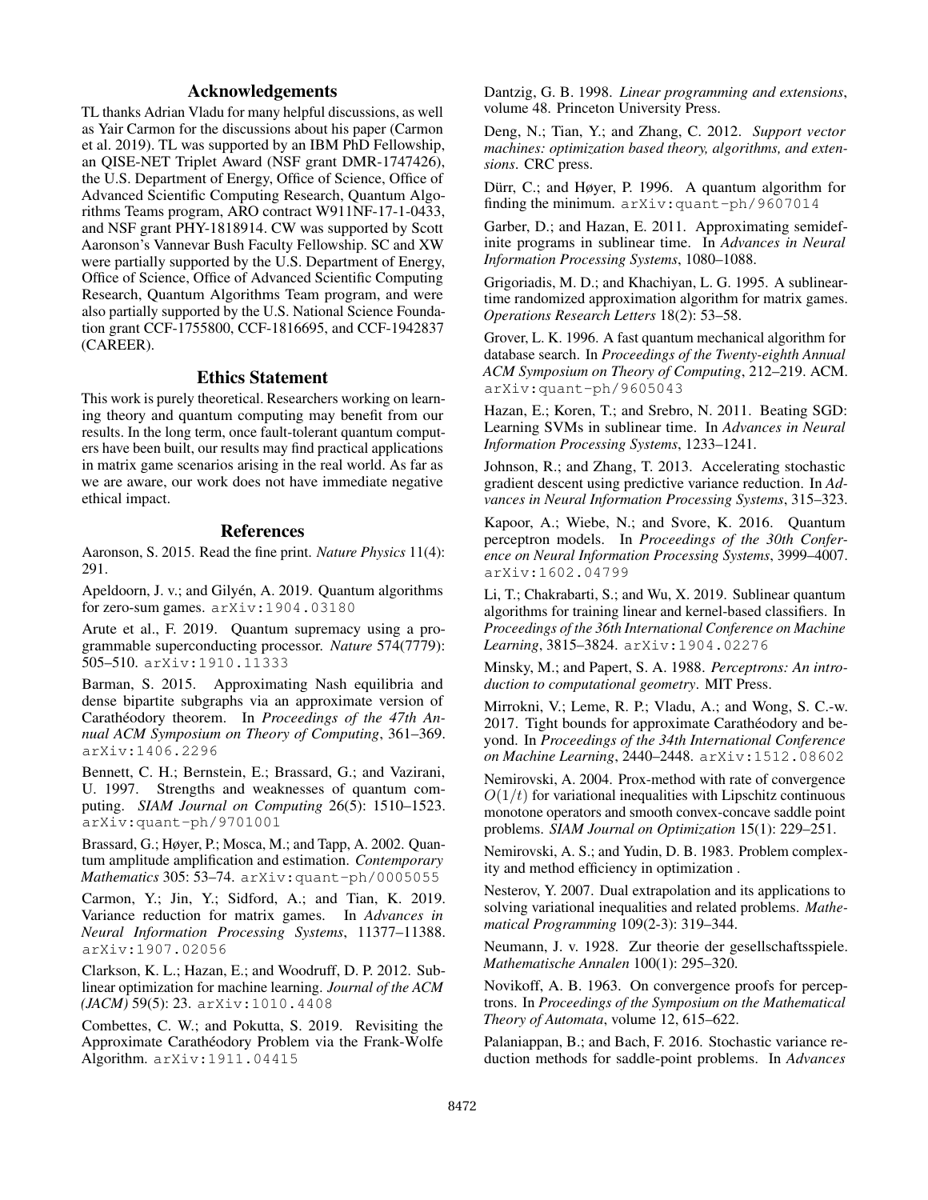## Acknowledgements

TL thanks Adrian Vladu for many helpful discussions, as well as Yair Carmon for the discussions about his paper (Carmon et al. 2019). TL was supported by an IBM PhD Fellowship, an QISE-NET Triplet Award (NSF grant DMR-1747426), the U.S. Department of Energy, Office of Science, Office of Advanced Scientific Computing Research, Quantum Algorithms Teams program, ARO contract W911NF-17-1-0433, and NSF grant PHY-1818914. CW was supported by Scott Aaronson's Vannevar Bush Faculty Fellowship. SC and XW were partially supported by the U.S. Department of Energy, Office of Science, Office of Advanced Scientific Computing Research, Quantum Algorithms Team program, and were also partially supported by the U.S. National Science Foundation grant CCF-1755800, CCF-1816695, and CCF-1942837 (CAREER).

## Ethics Statement

This work is purely theoretical. Researchers working on learning theory and quantum computing may benefit from our results. In the long term, once fault-tolerant quantum computers have been built, our results may find practical applications in matrix game scenarios arising in the real world. As far as we are aware, our work does not have immediate negative ethical impact.

## References

Aaronson, S. 2015. Read the fine print. *Nature Physics* 11(4): 291.

Apeldoorn, J. v.; and Gilyén, A. 2019. Quantum algorithms for zero-sum games. arXiv:1904.03180

Arute et al., F. 2019. Quantum supremacy using a programmable superconducting processor. *Nature* 574(7779): 505–510. arXiv:1910.11333

Barman, S. 2015. Approximating Nash equilibria and dense bipartite subgraphs via an approximate version of Carathéodory theorem. In *Proceedings of the 47th Annual ACM Symposium on Theory of Computing*, 361–369. arXiv:1406.2296

Bennett, C. H.; Bernstein, E.; Brassard, G.; and Vazirani, U. 1997. Strengths and weaknesses of quantum computing. *SIAM Journal on Computing* 26(5): 1510–1523. arXiv:quant-ph/9701001

Brassard, G.; Høyer, P.; Mosca, M.; and Tapp, A. 2002. Quantum amplitude amplification and estimation. *Contemporary Mathematics* 305: 53–74. arXiv:quant-ph/0005055

Carmon, Y.; Jin, Y.; Sidford, A.; and Tian, K. 2019. Variance reduction for matrix games. In *Advances in Neural Information Processing Systems*, 11377–11388. arXiv:1907.02056

Clarkson, K. L.; Hazan, E.; and Woodruff, D. P. 2012. Sublinear optimization for machine learning. *Journal of the ACM (JACM)* 59(5): 23. arXiv:1010.4408

Combettes, C. W.; and Pokutta, S. 2019. Revisiting the Approximate Carathéodory Problem via the Frank-Wolfe Algorithm. arXiv:1911.04415

Dantzig, G. B. 1998. *Linear programming and extensions*, volume 48. Princeton University Press.

Deng, N.; Tian, Y.; and Zhang, C. 2012. *Support vector machines: optimization based theory, algorithms, and extensions*. CRC press.

Dürr, C.; and Høyer, P. 1996. A quantum algorithm for finding the minimum. arXiv:quant-ph/9607014

Garber, D.; and Hazan, E. 2011. Approximating semidefinite programs in sublinear time. In *Advances in Neural Information Processing Systems*, 1080–1088.

Grigoriadis, M. D.; and Khachiyan, L. G. 1995. A sublinear-time randomized approximation algorithm for matrix games. *Operations Research Letters* 18(2): 53–58.

Grover, L. K. 1996. A fast quantum mechanical algorithm for database search. In *Proceedings of the Twenty-eighth Annual ACM Symposium on Theory of Computing*, 212–219. ACM. arXiv:quant-ph/9605043

Hazan, E.; Koren, T.; and Srebro, N. 2011. Beating SGD: Learning SVMs in sublinear time. In *Advances in Neural Information Processing Systems*, 1233–1241.

Johnson, R.; and Zhang, T. 2013. Accelerating stochastic gradient descent using predictive variance reduction. In *Advances in Neural Information Processing Systems*, 315–323.

Kapoor, A.; Wiebe, N.; and Svore, K. 2016. Quantum perceptron models. In *Proceedings of the 30th Conference on Neural Information Processing Systems*, 3999–4007. arXiv:1602.04799

Li, T.; Chakrabarti, S.; and Wu, X. 2019. Sublinear quantum algorithms for training linear and kernel-based classifiers. In *Proceedings of the 36th International Conference on Machine Learning*, 3815–3824. arXiv:1904.02276

Minsky, M.; and Papert, S. A. 1988. *Perceptrons: An introduction to computational geometry*. MIT Press.

Mirrokni, V.; Leme, R. P.; Vladu, A.; and Wong, S. C.-w. 2017. Tight bounds for approximate Carathéodory and beyond. In *Proceedings of the 34th International Conference on Machine Learning*, 2440–2448. arXiv:1512.08602

Nemirovski, A. 2004. Prox-method with rate of convergence $O(1/t)$ for variational inequalities with Lipschitz continuous monotone operators and smooth convex-concave saddle point problems. *SIAM Journal on Optimization* 15(1): 229–251.

Nemirovski, A. S.; and Yudin, D. B. 1983. Problem complexity and method efficiency in optimization .

Nesterov, Y. 2007. Dual extrapolation and its applications to solving variational inequalities and related problems. *Mathematical Programming* 109(2-3): 319–344.

Neumann, J. v. 1928. Zur theorie der gesellschaftsspiele. *Mathematische Annalen* 100(1): 295–320.

Novikoff, A. B. 1963. On convergence proofs for perceptrons. In *Proceedings of the Symposium on the Mathematical Theory of Automata*, volume 12, 615–622.

Palaniappan, B.; and Bach, F. 2016. Stochastic variance reduction methods for saddle-point problems. In *Advances*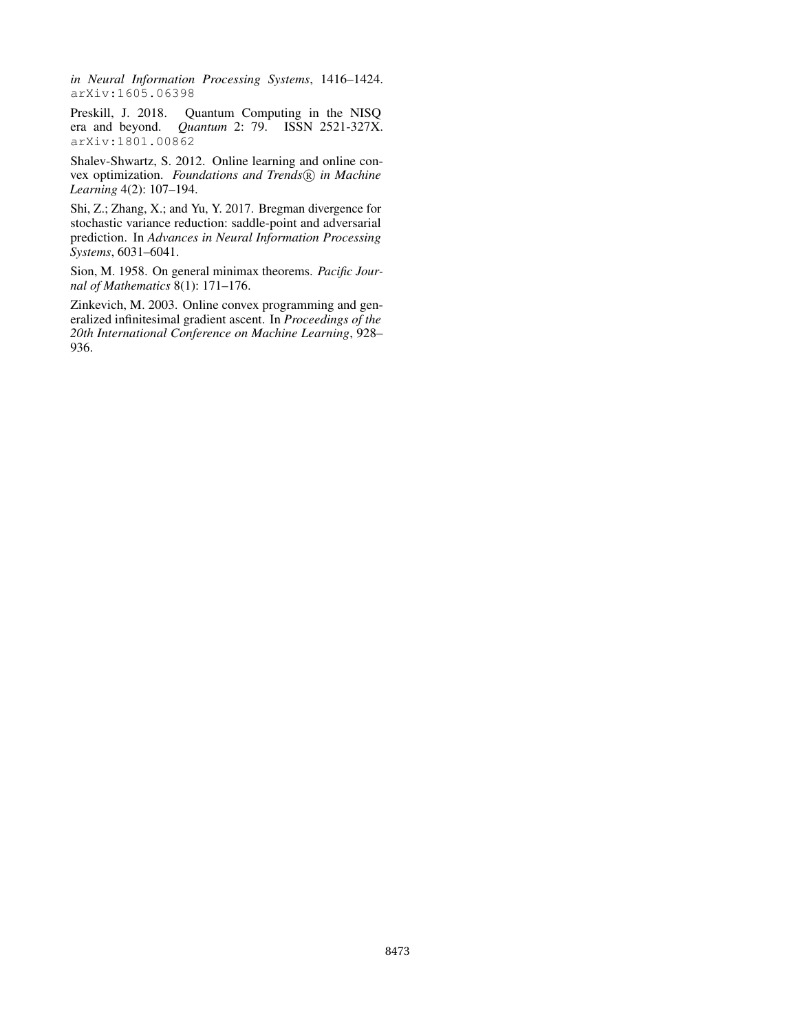*in Neural Information Processing Systems*, 1416–1424. arXiv:1605.06398

Preskill, J. 2018. Quantum Computing in the NISQ era and beyond. *Quantum* 2: 79. ISSN 2521-327X. arXiv:1801.00862

Shalev-Shwartz, S. 2012. Online learning and online convex optimization. *Foundations and Trends® in Machine Learning* 4(2): 107–194.

Shi, Z.; Zhang, X.; and Yu, Y. 2017. Bregman divergence for stochastic variance reduction: saddle-point and adversarial prediction. In *Advances in Neural Information Processing Systems*, 6031–6041.

Sion, M. 1958. On general minimax theorems. *Pacific Journal of Mathematics* 8(1): 171–176.

Zinkevich, M. 2003. Online convex programming and generalized infinitesimal gradient ascent. In *Proceedings of the 20th International Conference on Machine Learning*, 928–936.